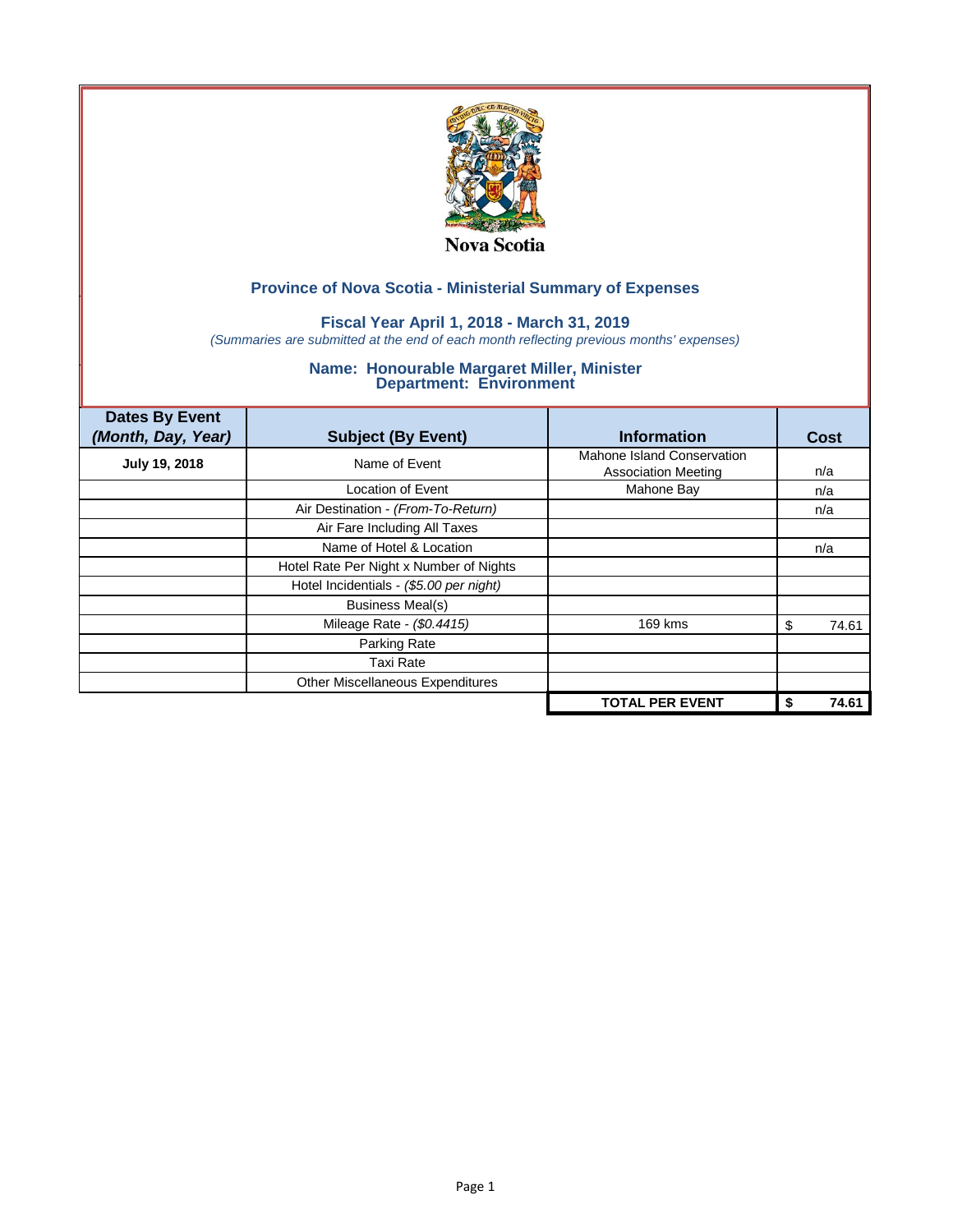Nova Scotia

## Province of Nova Scotia - Ministerial Summary of Expenses

### Fiscal Year April 1, 2018 - March 31, 2019

*(Summaries are submitted at the end of each month reflecting previous months' expenses)*

### Name: Honourable Margaret Miller, Minister
### Department: Environment

| Dates By Event *(Month, Day, Year)* | Subject (By Event) | Information | Cost |
|---|---|---|---|
| **July 19, 2018** | Name of Event | Mahone Island Conservation Association Meeting | n/a |
| | Location of Event | Mahone Bay | n/a |
| | Air Destination - *(From-To-Return)* | | n/a |
| | Air Fare Including All Taxes | | |
| | Name of Hotel & Location | | n/a |
| | Hotel Rate Per Night x Number of Nights | | |
| | Hotel Incidentials - *($5.00 per night)* | | |
| | Business Meal(s) | | |
| | Mileage Rate - *($0.4415)* | 169 kms | $ 74.61 |
| | Parking Rate | | |
| | Taxi Rate | | |
| | Other Miscellaneous Expenditures | | |
| | | **TOTAL PER EVENT** | **$ 74.61** |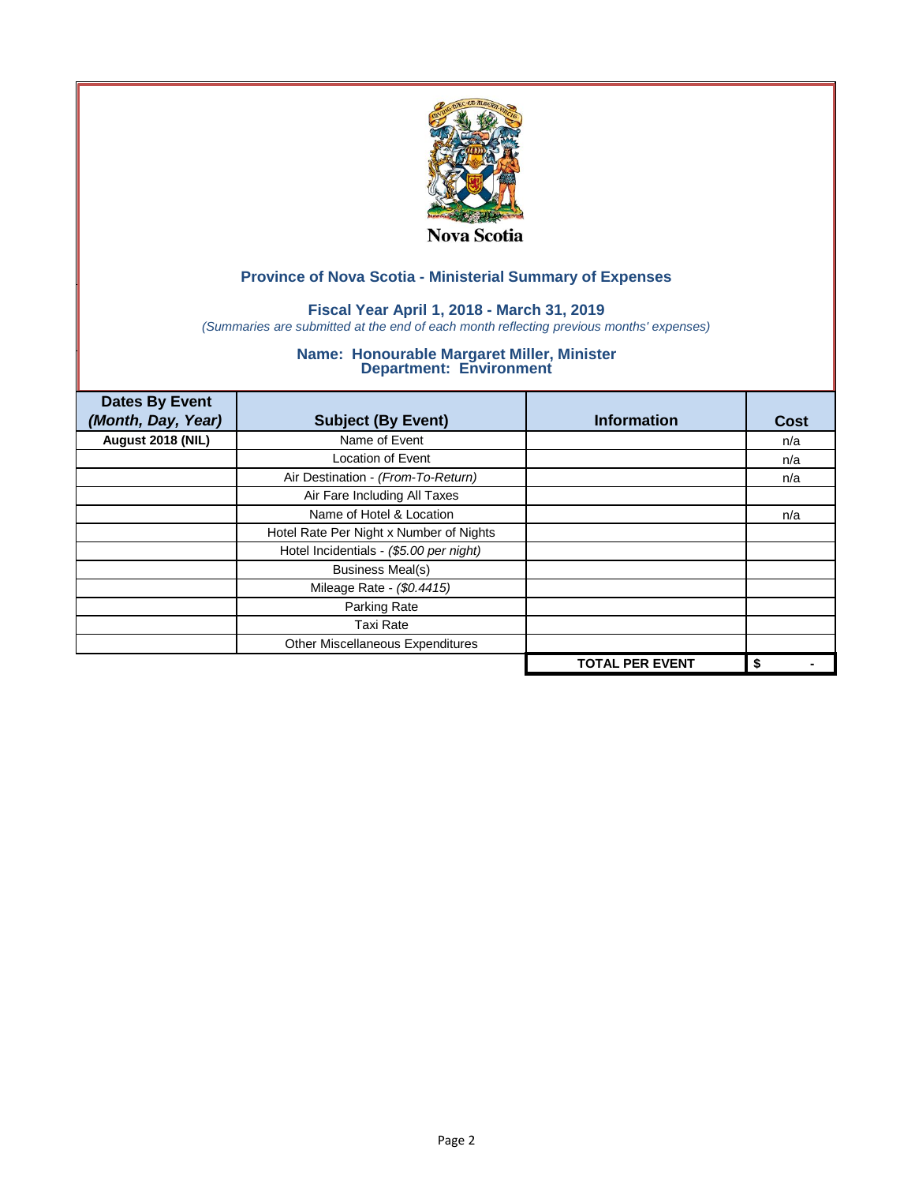Nova Scotia

## Province of Nova Scotia - Ministerial Summary of Expenses

### Fiscal Year April 1, 2018 - March 31, 2019

*(Summaries are submitted at the end of each month reflecting previous months' expenses)*

### Name: Honourable Margaret Miller, Minister
### Department: Environment

| Dates By Event *(Month, Day, Year)* | Subject (By Event) | Information | Cost |
|---|---|---|---|
| **August 2018 (NIL)** | Name of Event | | n/a |
| | Location of Event | | n/a |
| | Air Destination - *(From-To-Return)* | | n/a |
| | Air Fare Including All Taxes | | |
| | Name of Hotel & Location | | n/a |
| | Hotel Rate Per Night x Number of Nights | | |
| | Hotel Incidentials - *($5.00 per night)* | | |
| | Business Meal(s) | | |
| | Mileage Rate - *($0.4415)* | | |
| | Parking Rate | | |
| | Taxi Rate | | |
| | Other Miscellaneous Expenditures | | |
| | | **TOTAL PER EVENT** | **$ -** |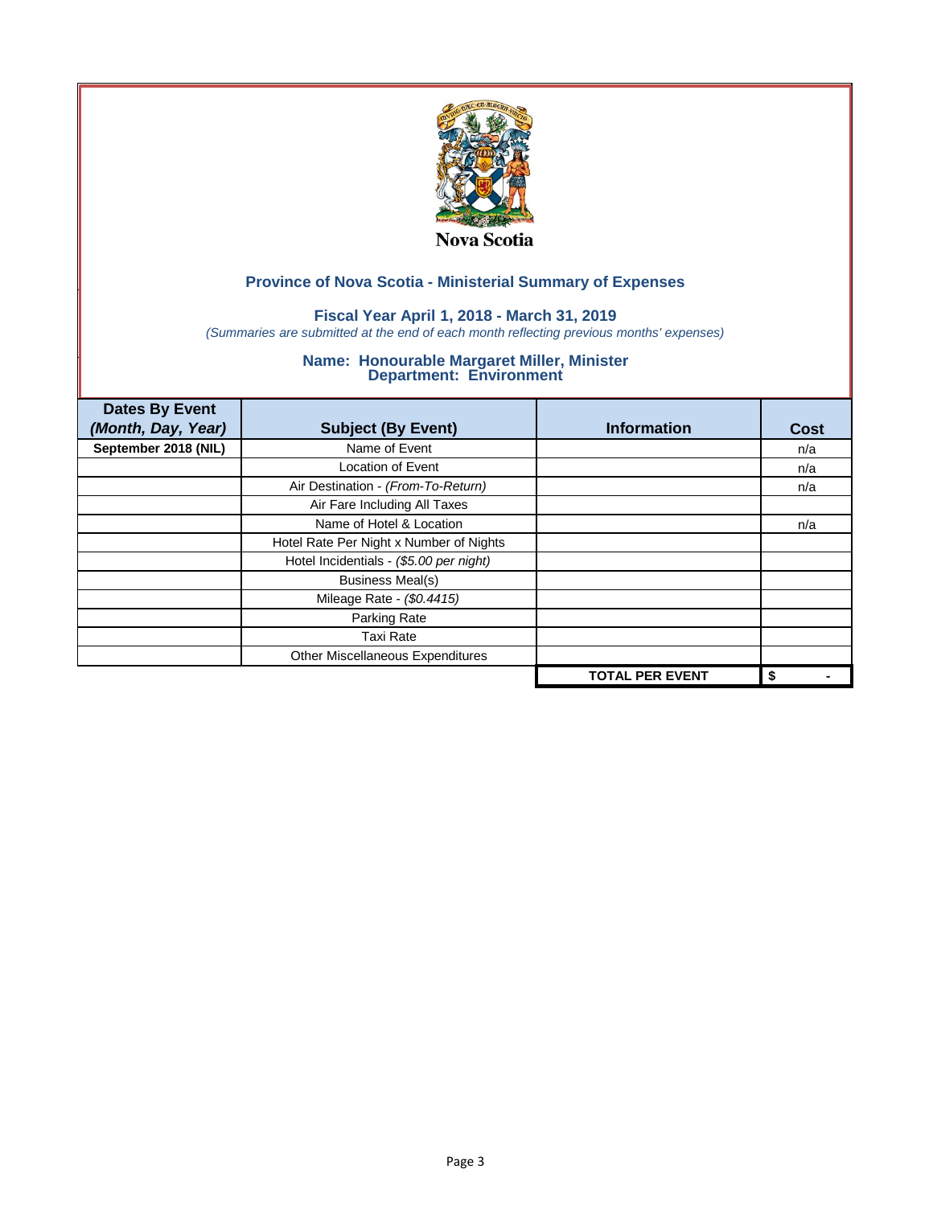Nova Scotia

## Province of Nova Scotia - Ministerial Summary of Expenses

### Fiscal Year April 1, 2018 - March 31, 2019

*(Summaries are submitted at the end of each month reflecting previous months' expenses)*

### Name: Honourable Margaret Miller, Minister
### Department: Environment

| Dates By Event *(Month, Day, Year)* | Subject (By Event) | Information | Cost |
|---|---|---|---|
| **September 2018 (NIL)** | Name of Event | | n/a |
| | Location of Event | | n/a |
| | Air Destination - *(From-To-Return)* | | n/a |
| | Air Fare Including All Taxes | | |
| | Name of Hotel & Location | | n/a |
| | Hotel Rate Per Night x Number of Nights | | |
| | Hotel Incidentials - *($5.00 per night)* | | |
| | Business Meal(s) | | |
| | Mileage Rate - *($0.4415)* | | |
| | Parking Rate | | |
| | Taxi Rate | | |
| | Other Miscellaneous Expenditures | | |
| | | **TOTAL PER EVENT** | **$ -** |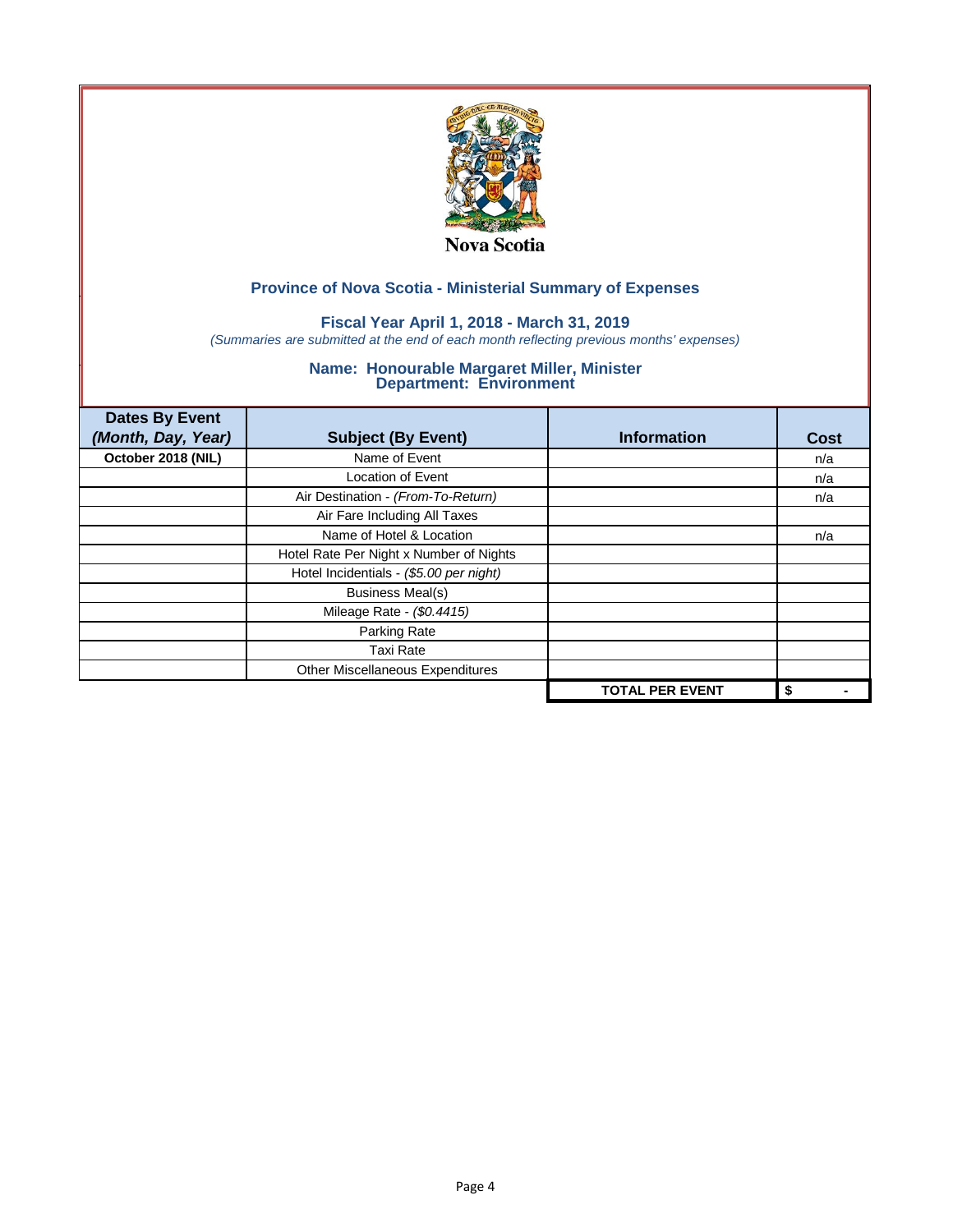Nova Scotia

## Province of Nova Scotia - Ministerial Summary of Expenses

### Fiscal Year April 1, 2018 - March 31, 2019

*(Summaries are submitted at the end of each month reflecting previous months' expenses)*

### Name: Honourable Margaret Miller, Minister
### Department: Environment

| Dates By Event *(Month, Day, Year)* | Subject (By Event) | Information | Cost |
|---|---|---|---|
| **October 2018 (NIL)** | Name of Event | | n/a |
| | Location of Event | | n/a |
| | Air Destination - *(From-To-Return)* | | n/a |
| | Air Fare Including All Taxes | | |
| | Name of Hotel & Location | | n/a |
| | Hotel Rate Per Night x Number of Nights | | |
| | Hotel Incidentials - *($5.00 per night)* | | |
| | Business Meal(s) | | |
| | Mileage Rate - *($0.4415)* | | |
| | Parking Rate | | |
| | Taxi Rate | | |
| | Other Miscellaneous Expenditures | | |
| | | **TOTAL PER EVENT** | **$ -** |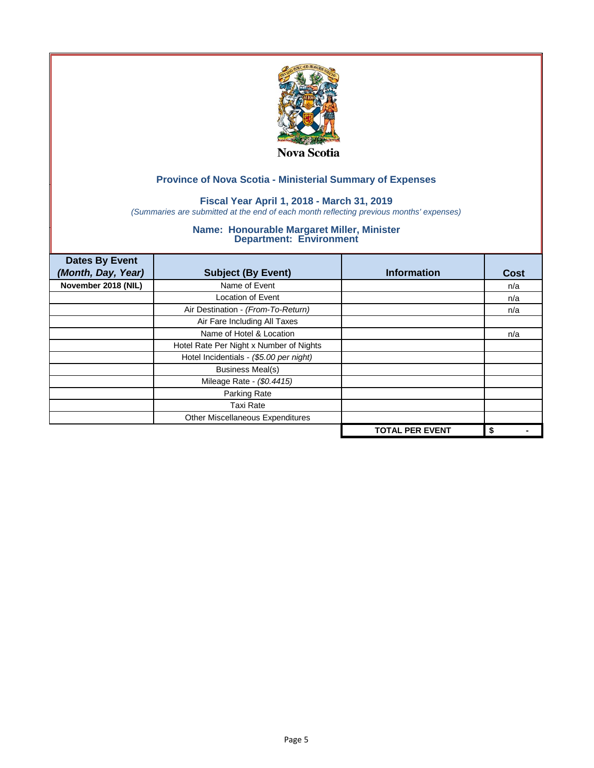Nova Scotia

## Province of Nova Scotia - Ministerial Summary of Expenses

### Fiscal Year April 1, 2018 - March 31, 2019

*(Summaries are submitted at the end of each month reflecting previous months' expenses)*

### Name: Honourable Margaret Miller, Minister
### Department: Environment

| Dates By Event *(Month, Day, Year)* | Subject (By Event) | Information | Cost |
|---|---|---|---|
| **November 2018 (NIL)** | Name of Event | | n/a |
| | Location of Event | | n/a |
| | Air Destination - *(From-To-Return)* | | n/a |
| | Air Fare Including All Taxes | | |
| | Name of Hotel & Location | | n/a |
| | Hotel Rate Per Night x Number of Nights | | |
| | Hotel Incidentials - *($5.00 per night)* | | |
| | Business Meal(s) | | |
| | Mileage Rate - *($0.4415)* | | |
| | Parking Rate | | |
| | Taxi Rate | | |
| | Other Miscellaneous Expenditures | | |
| | | **TOTAL PER EVENT** | **$ -** |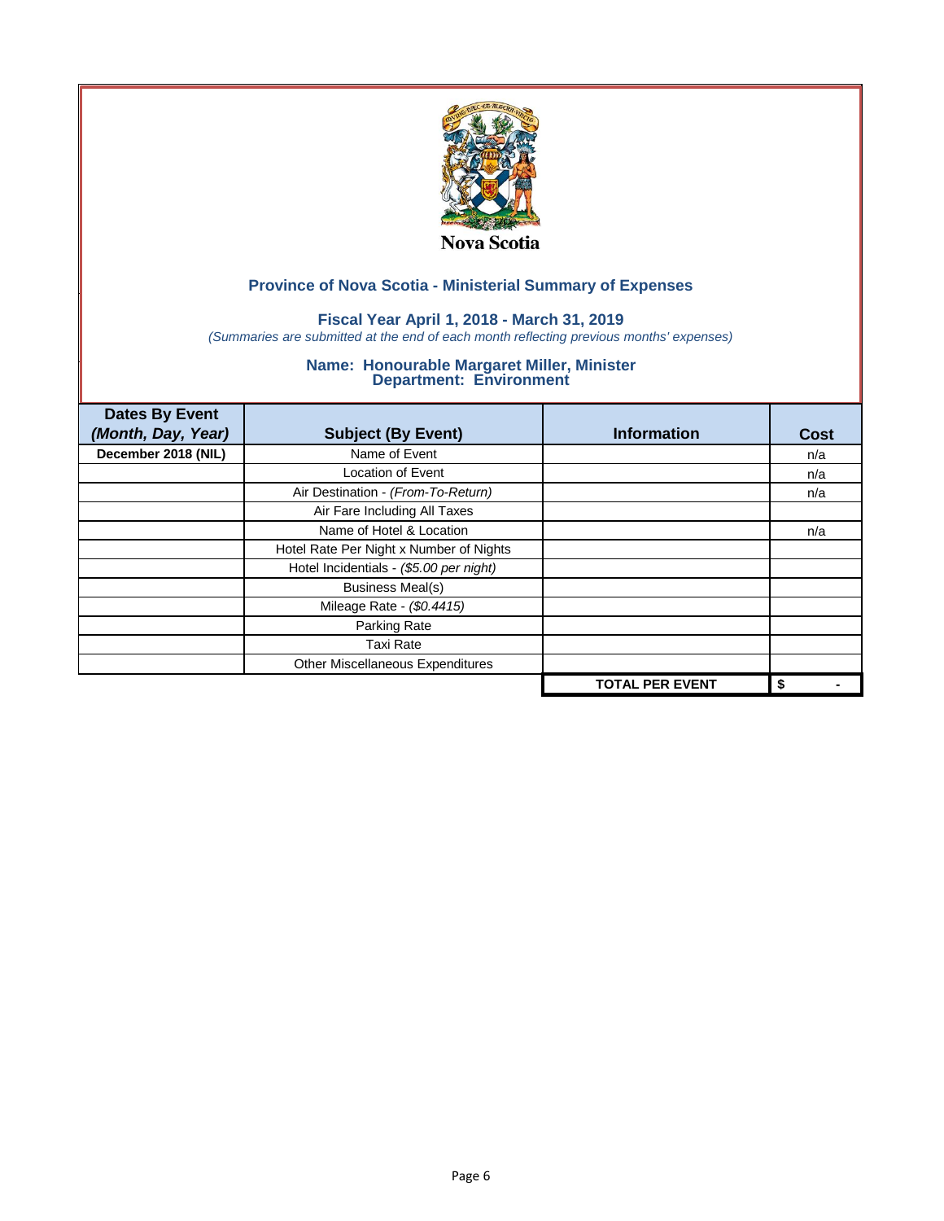Nova Scotia

## Province of Nova Scotia - Ministerial Summary of Expenses

### Fiscal Year April 1, 2018 - March 31, 2019

*(Summaries are submitted at the end of each month reflecting previous months' expenses)*

### Name: Honourable Margaret Miller, Minister
### Department: Environment

| Dates By Event *(Month, Day, Year)* | Subject (By Event) | Information | Cost |
|---|---|---|---|
| **December 2018 (NIL)** | Name of Event | | n/a |
| | Location of Event | | n/a |
| | Air Destination - *(From-To-Return)* | | n/a |
| | Air Fare Including All Taxes | | |
| | Name of Hotel & Location | | n/a |
| | Hotel Rate Per Night x Number of Nights | | |
| | Hotel Incidentials - *($5.00 per night)* | | |
| | Business Meal(s) | | |
| | Mileage Rate - *($0.4415)* | | |
| | Parking Rate | | |
| | Taxi Rate | | |
| | Other Miscellaneous Expenditures | | |
| | | **TOTAL PER EVENT** | **$ -** |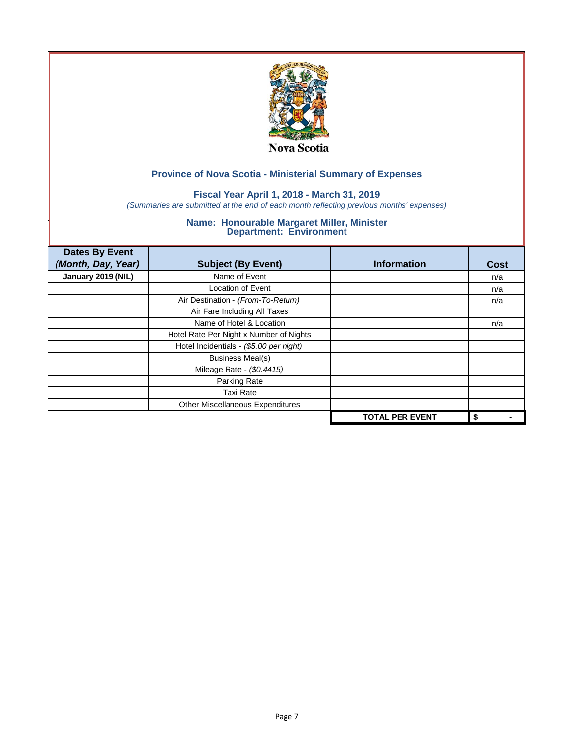Nova Scotia

## Province of Nova Scotia - Ministerial Summary of Expenses

### Fiscal Year April 1, 2018 - March 31, 2019

*(Summaries are submitted at the end of each month reflecting previous months' expenses)*

### Name: Honourable Margaret Miller, Minister
### Department: Environment

| Dates By Event *(Month, Day, Year)* | Subject (By Event) | Information | Cost |
|---|---|---|---|
| **January 2019 (NIL)** | Name of Event | | n/a |
| | Location of Event | | n/a |
| | Air Destination - *(From-To-Return)* | | n/a |
| | Air Fare Including All Taxes | | |
| | Name of Hotel & Location | | n/a |
| | Hotel Rate Per Night x Number of Nights | | |
| | Hotel Incidentials - *($5.00 per night)* | | |
| | Business Meal(s) | | |
| | Mileage Rate - *($0.4415)* | | |
| | Parking Rate | | |
| | Taxi Rate | | |
| | Other Miscellaneous Expenditures | | |
| | | **TOTAL PER EVENT** | **$ -** |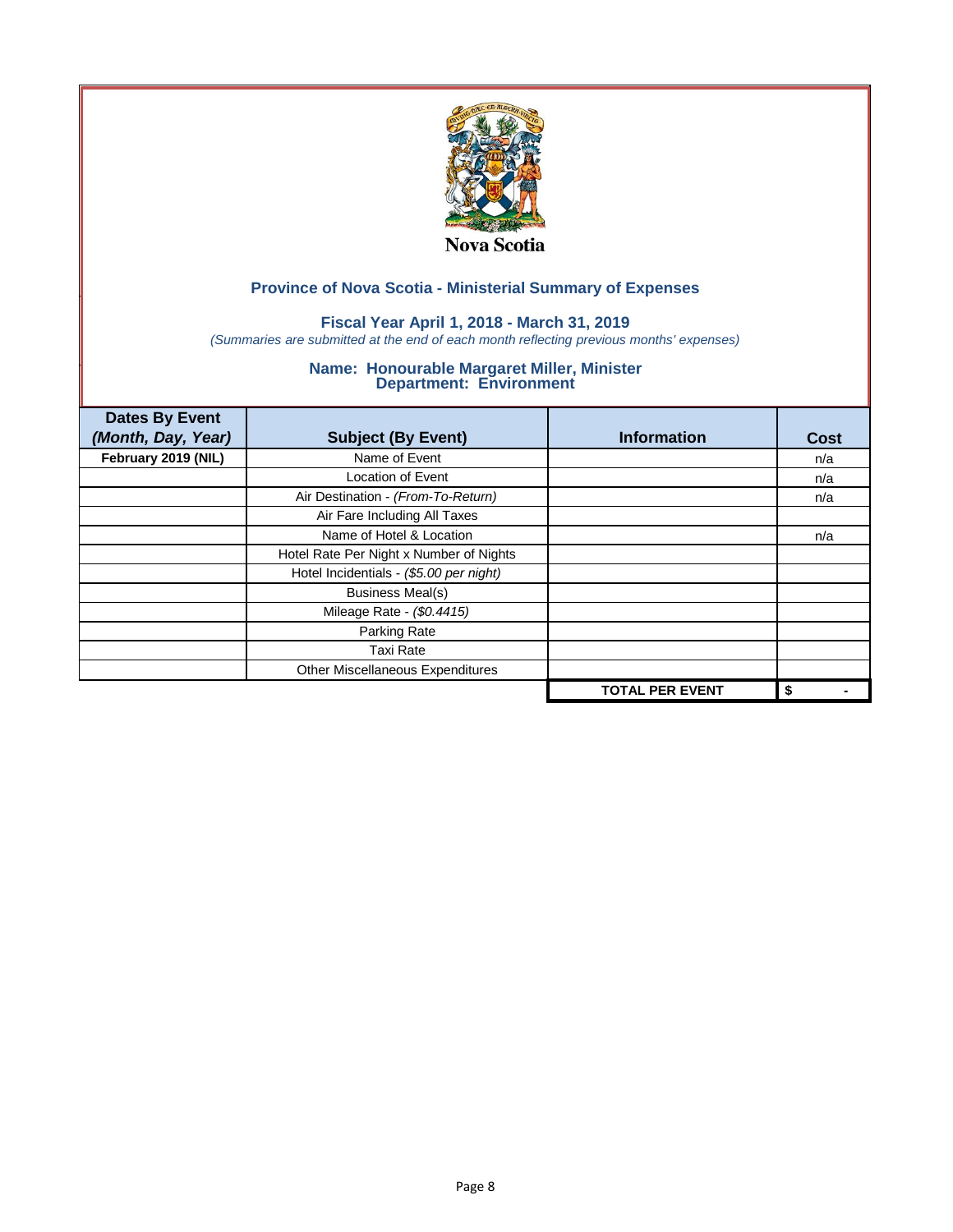Nova Scotia

## Province of Nova Scotia - Ministerial Summary of Expenses

### Fiscal Year April 1, 2018 - March 31, 2019

*(Summaries are submitted at the end of each month reflecting previous months' expenses)*

### Name: Honourable Margaret Miller, Minister
### Department: Environment

| Dates By Event *(Month, Day, Year)* | Subject (By Event) | Information | Cost |
|---|---|---|---|
| **February 2019 (NIL)** | Name of Event | | n/a |
| | Location of Event | | n/a |
| | Air Destination - *(From-To-Return)* | | n/a |
| | Air Fare Including All Taxes | | |
| | Name of Hotel & Location | | n/a |
| | Hotel Rate Per Night x Number of Nights | | |
| | Hotel Incidentials - *($5.00 per night)* | | |
| | Business Meal(s) | | |
| | Mileage Rate - *($0.4415)* | | |
| | Parking Rate | | |
| | Taxi Rate | | |
| | Other Miscellaneous Expenditures | | |
| | | **TOTAL PER EVENT** | **$ -** |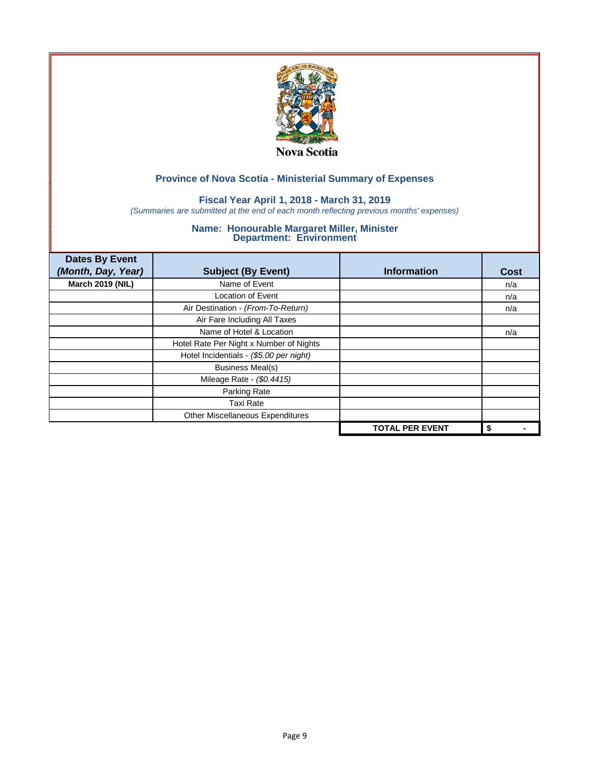Nova Scotia

## Province of Nova Scotia - Ministerial Summary of Expenses

### Fiscal Year April 1, 2018 - March 31, 2019

*(Summaries are submitted at the end of each month reflecting previous months' expenses)*

### Name: Honourable Margaret Miller, Minister
### Department: Environment

| Dates By Event *(Month, Day, Year)* | Subject (By Event) | Information | Cost |
|---|---|---|---|
| **March 2019 (NIL)** | Name of Event | | n/a |
| | Location of Event | | n/a |
| | Air Destination - *(From-To-Return)* | | n/a |
| | Air Fare Including All Taxes | | |
| | Name of Hotel & Location | | n/a |
| | Hotel Rate Per Night x Number of Nights | | |
| | Hotel Incidentials - *($5.00 per night)* | | |
| | Business Meal(s) | | |
| | Mileage Rate - *($0.4415)* | | |
| | Parking Rate | | |
| | Taxi Rate | | |
| | Other Miscellaneous Expenditures | | |
| | | **TOTAL PER EVENT** | **$ -** |